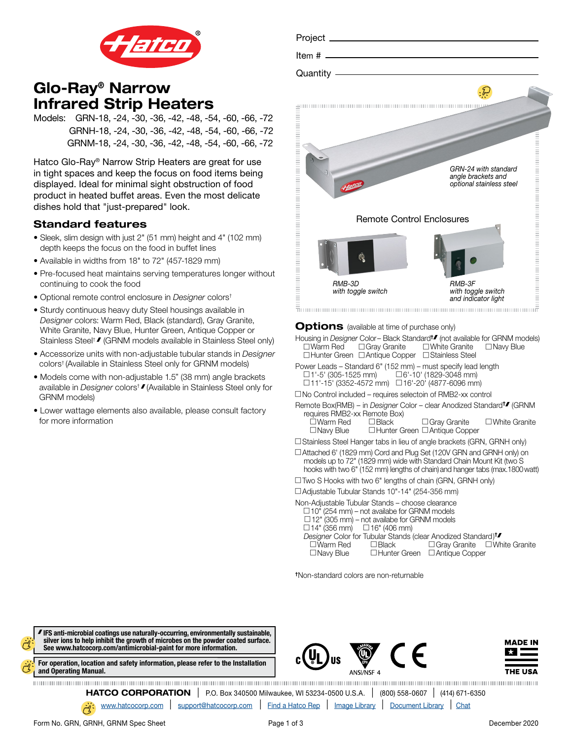Project ____________________

Item # ____________________

Quantity ____________________

# Glo-Ray® Narrow Infrared Strip Heaters

Models: GRN-18, -24, -30, -36, -42, -48, -54, -60, -66, -72
GRNH-18, -24, -30, -36, -42, -48, -54, -60, -66, -72
GRNM-18, -24, -30, -36, -42, -48, -54, -60, -66, -72

Hatco Glo-Ray® Narrow Strip Heaters are great for use in tight spaces and keep the focus on food items being displayed. Ideal for minimal sight obstruction of food product in heated buffet areas. Even the most delicate dishes hold that "just-prepared" look.

## Standard features

- Sleek, slim design with just 2" (51 mm) height and 4" (102 mm) depth keeps the focus on the food in buffet lines
- Available in widths from 18" to 72" (457-1829 mm)
- Pre-focused heat maintains serving temperatures longer without continuing to cook the food
- Optional remote control enclosure in *Designer* colors†
- Sturdy continuous heavy duty Steel housings available in *Designer* colors: Warm Red, Black (standard), Gray Granite, White Granite, Navy Blue, Hunter Green, Antique Copper or Stainless Steel† (GRNM models available in Stainless Steel only)
- Accessorize units with non-adjustable tubular stands in *Designer* colors† (Available in Stainless Steel only for GRNM models)
- Models come with non-adjustable 1.5" (38 mm) angle brackets available in *Designer* colors† (Available in Stainless Steel only for GRNM models)
- Lower wattage elements also available, please consult factory for more information

*GRN-24 with standard angle brackets and optional stainless steel*

Remote Control Enclosures

*RMB-3D with toggle switch*

*RMB-3F with toggle switch and indicator light*

## Options (available at time of purchase only)

Housing in *Designer* Color – Black Standard† (not available for GRNM models)
☐Warm Red ☐Gray Granite ☐White Granite ☐Navy Blue
☐Hunter Green ☐Antique Copper ☐Stainless Steel

Power Leads – Standard 6" (152 mm) – must specify lead length
☐1'-5' (305-1525 mm) ☐6'-10' (1829-3048 mm)
☐11'-15' (3352-4572 mm) ☐16'-20' (4877-6096 mm)

☐No Control included – requires selectoin of RMB2-xx control

Remote Box(RMB) – in *Designer* Color – clear Anodized Standard† (GRNM requires RMB2-xx Remote Box)
☐Warm Red ☐Black ☐Gray Granite ☐White Granite
☐Navy Blue ☐Hunter Green ☐Antique Copper

☐Stainless Steel Hanger tabs in lieu of angle brackets (GRN, GRNH only)

☐Attached 6' (1829 mm) Cord and Plug Set (120V GRN and GRNH only) on models up to 72" (1829 mm) wide with Standard Chain Mount Kit (two S hooks with two 6" (152 mm) lengths of chain) and hanger tabs (max.1800 watt)

☐Two S Hooks with two 6" lengths of chain (GRN, GRNH only)

☐Adjustable Tubular Stands 10"-14" (254-356 mm)

Non-Adjustable Tubular Stands – choose clearance
☐10" (254 mm) – not availabe for GRNM models
☐12" (305 mm) – not availabe for GRNM models
☐14" (356 mm) ☐16" (406 mm)
*Designer* Color for Tubular Stands (clear Anodized Standard)†
☐Warm Red ☐Black ☐Gray Granite ☐White Granite
☐Navy Blue ☐Hunter Green ☐Antique Copper

†Non-standard colors are non-returnable

**IFS anti-microbial coatings use naturally-occurring, environmentally sustainable, silver ions to help inhibit the growth of microbes on the powder coated surface. See www.hatcocorp.com/antimicrobial-paint for more information.**

**For operation, location and safety information, please refer to the Installation and Operating Manual.**

ANSI/NSF 4

MADE IN THE USA

**HATCO CORPORATION** | P.O. Box 340500 Milwaukee, WI 53234-0500 U.S.A. | (800) 558-0607 | (414) 671-6350
www.hatcocorp.com | support@hatcocorp.com | Find a Hatco Rep | Image Library | Document Library | Chat

Form No. GRN, GRNH, GRNM Spec Sheet — December 2020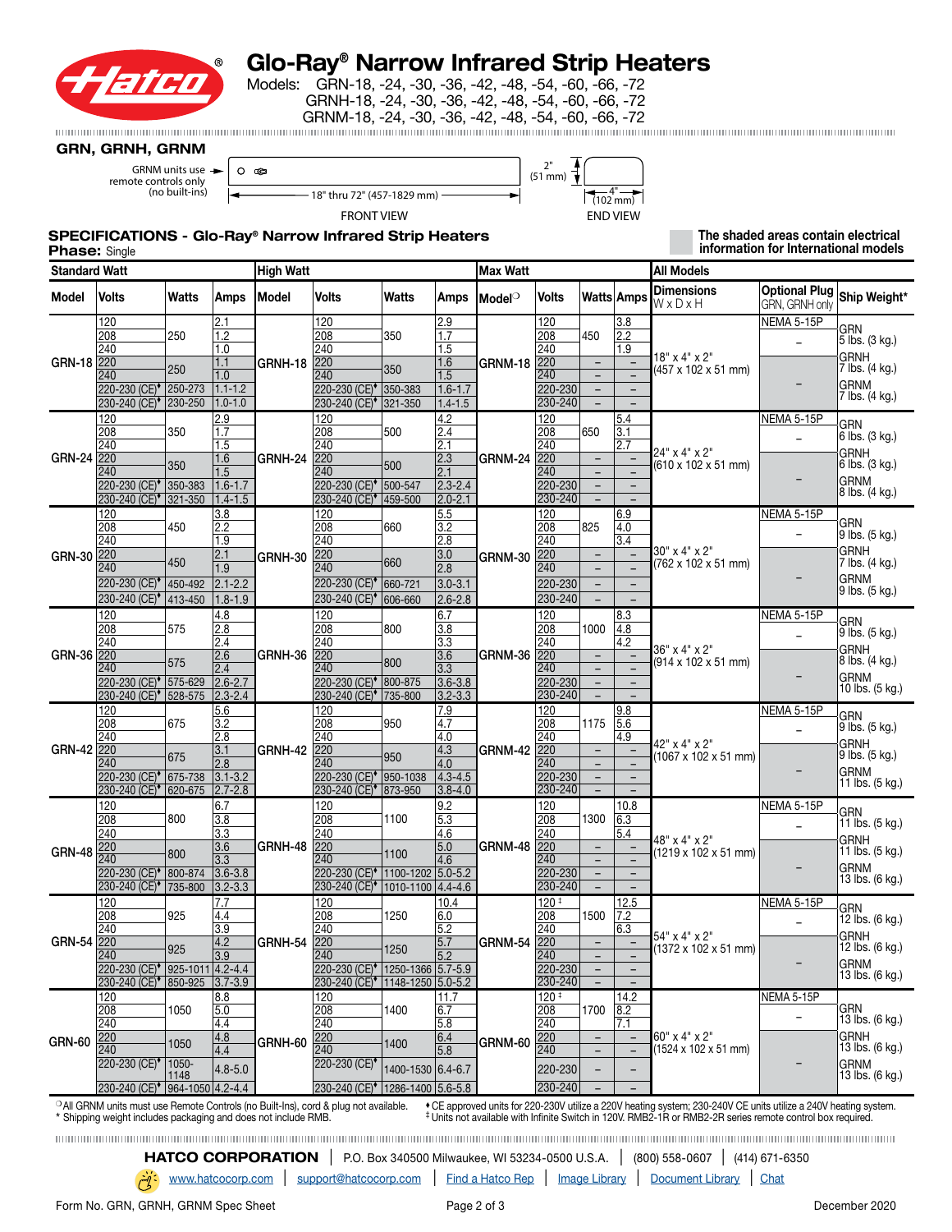# Glo-Ray® Narrow Infrared Strip Heaters

Models: GRN-18, -24, -30, -36, -42, -48, -54, -60, -66, -72
GRNH-18, -24, -30, -36, -42, -48, -54, -60, -66, -72
GRNM-18, -24, -30, -36, -42, -48, -54, -60, -66, -72

## GRN, GRNH, GRNM

GRNM units use remote controls only (no built-ins)

18" thru 72" (457-1829 mm) — FRONT VIEW

2" (51 mm), 4" (102 mm) — END VIEW

## SPECIFICATIONS - Glo-Ray® Narrow Infrared Strip Heaters

**Phase:** Single

The shaded areas contain electrical information for International models

| Standard Watt | | | | High Watt | | | | Max Watt | | | | All Models | | |
|---|---|---|---|---|---|---|---|---|---|---|---|---|---|---|
| Model | Volts | Watts | Amps | Model | Volts | Watts | Amps | Model○ | Volts | Watts | Amps | Dimensions W x D x H | Optional Plug GRN, GRNH only | Ship Weight* |
| GRN-18 | 120 | 250 | 2.1 | GRNH-18 | 120 | 350 | 2.9 | GRNM-18 | 120 | 450 | 3.8 | 18" x 4" x 2" (457 x 102 x 51 mm) | NEMA 5-15P | GRN 5 lbs. (3 kg.) |
| | 208 | | 1.2 | | 208 | | 1.7 | | 208 | | 2.2 | | – | GRNH 7 lbs. (4 kg.) |
| | 240 | | 1.0 | | 240 | | 1.5 | | 240 | | 1.9 | | | GRNM 7 lbs. (4 kg.) |
| | 220 | 250 | 1.1 | | 220 | 350 | 1.6 | | 220 | – | – | | – | |
| | 240 | | 1.0 | | 240 | | 1.5 | | 240 | – | – | | | |
| | 220-230 (CE)♦ | 250-273 | 1.1-1.2 | | 220-230 (CE)♦ | 350-383 | 1.6-1.7 | | 220-230 | – | – | | | |
| | 230-240 (CE)♦ | 230-250 | 1.0-1.0 | | 230-240 (CE)♦ | 321-350 | 1.4-1.5 | | 230-240 | – | – | | | |
| GRN-24 | 120 | 350 | 2.9 | GRNH-24 | 120 | 500 | 4.2 | GRNM-24 | 120 | 650 | 5.4 | 24" x 4" x 2" (610 x 102 x 51 mm) | NEMA 5-15P | GRN 6 lbs. (3 kg.) |
| | 208 | | 1.7 | | 208 | | 2.4 | | 208 | | 3.1 | | – | GRNH 6 lbs. (3 kg.) |
| | 240 | | 1.5 | | 240 | | 2.1 | | 240 | | 2.7 | | | GRNM 8 lbs. (4 kg.) |
| | 220 | 350 | 1.6 | | 220 | 500 | 2.3 | | 220 | – | – | | – | |
| | 240 | | 1.5 | | 240 | | 2.1 | | 240 | – | – | | | |
| | 220-230 (CE)♦ | 350-383 | 1.6-1.7 | | 220-230 (CE)♦ | 500-547 | 2.3-2.4 | | 220-230 | – | – | | | |
| | 230-240 (CE)♦ | 321-350 | 1.4-1.5 | | 230-240 (CE)♦ | 459-500 | 2.0-2.1 | | 230-240 | – | – | | | |
| GRN-30 | 120 | 450 | 3.8 | GRNH-30 | 120 | 660 | 5.5 | GRNM-30 | 120 | 825 | 6.9 | 30" x 4" x 2" (762 x 102 x 51 mm) | NEMA 5-15P | GRN 9 lbs. (5 kg.) |
| | 208 | | 2.2 | | 208 | | 3.2 | | 208 | | 4.0 | | – | GRNH 7 lbs. (4 kg.) |
| | 240 | | 1.9 | | 240 | | 2.8 | | 240 | | 3.4 | | | GRNM 9 lbs. (5 kg.) |
| | 220 | 450 | 2.1 | | 220 | 660 | 3.0 | | 220 | – | – | | – | |
| | 240 | | 1.9 | | 240 | | 2.8 | | 240 | – | – | | | |
| | 220-230 (CE)♦ | 450-492 | 2.1-2.2 | | 220-230 (CE)♦ | 660-721 | 3.0-3.1 | | 220-230 | – | – | | | |
| | 230-240 (CE)♦ | 413-450 | 1.8-1.9 | | 230-240 (CE)♦ | 606-660 | 2.6-2.8 | | 230-240 | – | – | | | |
| GRN-36 | 120 | 575 | 4.8 | GRNH-36 | 120 | 800 | 6.7 | GRNM-36 | 120 | 1000 | 8.3 | 36" x 4" x 2" (914 x 102 x 51 mm) | NEMA 5-15P | GRN 9 lbs. (5 kg.) |
| | 208 | | 2.8 | | 208 | | 3.8 | | 208 | | 4.8 | | – | GRNH 8 lbs. (4 kg.) |
| | 240 | | 2.4 | | 240 | | 3.3 | | 240 | | 4.2 | | | GRNM 10 lbs. (5 kg.) |
| | 220 | 575 | 2.6 | | 220 | 800 | 3.6 | | 220 | – | – | | – | |
| | 240 | | 2.4 | | 240 | | 3.3 | | 240 | – | – | | | |
| | 220-230 (CE)♦ | 575-629 | 2.6-2.7 | | 220-230 (CE)♦ | 800-875 | 3.6-3.8 | | 220-230 | – | – | | | |
| | 230-240 (CE)♦ | 528-575 | 2.3-2.4 | | 230-240 (CE)♦ | 735-800 | 3.2-3.3 | | 230-240 | – | – | | | |
| GRN-42 | 120 | 675 | 5.6 | GRNH-42 | 120 | 950 | 7.9 | GRNM-42 | 120 | 1175 | 9.8 | 42" x 4" x 2" (1067 x 102 x 51 mm) | NEMA 5-15P | GRN 9 lbs. (5 kg.) |
| | 208 | | 3.2 | | 208 | | 4.7 | | 208 | | 5.6 | | – | GRNH 9 lbs. (5 kg.) |
| | 240 | | 2.8 | | 240 | | 4.0 | | 240 | | 4.9 | | | GRNM 11 lbs. (5 kg.) |
| | 220 | 675 | 3.1 | | 220 | 950 | 4.3 | | 220 | – | – | | – | |
| | 240 | | 2.8 | | 240 | | 4.0 | | 240 | – | – | | | |
| | 220-230 (CE)♦ | 675-738 | 3.1-3.2 | | 220-230 (CE)♦ | 950-1038 | 4.3-4.5 | | 220-230 | – | – | | | |
| | 230-240 (CE)♦ | 620-675 | 2.7-2.8 | | 230-240 (CE)♦ | 873-950 | 3.8-4.0 | | 230-240 | – | – | | | |
| GRN-48 | 120 | 800 | 6.7 | GRNH-48 | 120 | 1100 | 9.2 | GRNM-48 | 120 | 1300 | 10.8 | 48" x 4" x 2" (1219 x 102 x 51 mm) | NEMA 5-15P | GRN 11 lbs. (5 kg.) |
| | 208 | | 3.8 | | 208 | | 5.3 | | 208 | | 6.3 | | – | GRNH 11 lbs. (5 kg.) |
| | 240 | | 3.3 | | 240 | | 4.6 | | 240 | | 5.4 | | | GRNM 13 lbs. (6 kg.) |
| | 220 | 800 | 3.6 | | 220 | 1100 | 5.0 | | 220 | – | – | | – | |
| | 240 | | 3.3 | | 240 | | 4.6 | | 240 | – | – | | | |
| | 220-230 (CE)♦ | 800-874 | 3.6-3.8 | | 220-230 (CE)♦ | 1100-1202 | 5.0-5.2 | | 220-230 | – | – | | | |
| | 230-240 (CE)♦ | 735-800 | 3.2-3.3 | | 230-240 (CE)♦ | 1010-1100 | 4.4-4.6 | | 230-240 | – | – | | | |
| GRN-54 | 120 | 925 | 7.7 | GRNH-54 | 120 | 1250 | 10.4 | GRNM-54 | 120 ‡ | 1500 | 12.5 | 54" x 4" x 2" (1372 x 102 x 51 mm) | NEMA 5-15P | GRN 12 lbs. (6 kg.) |
| | 208 | | 4.4 | | 208 | | 6.0 | | 208 | | 7.2 | | – | GRNH 12 lbs. (6 kg.) |
| | 240 | | 3.9 | | 240 | | 5.2 | | 240 | | 6.3 | | | GRNM 13 lbs. (6 kg.) |
| | 220 | 925 | 4.2 | | 220 | 1250 | 5.7 | | 220 | – | – | | – | |
| | 240 | | 3.9 | | 240 | | 5.2 | | 240 | – | – | | | |
| | 220-230 (CE)♦ | 925-1011 | 4.2-4.4 | | 220-230 (CE)♦ | 1250-1366 | 5.7-5.9 | | 220-230 | – | – | | | |
| | 230-240 (CE)♦ | 850-925 | 3.7-3.9 | | 230-240 (CE)♦ | 1148-1250 | 5.0-5.2 | | 230-240 | – | – | | | |
| GRN-60 | 120 | 1050 | 8.8 | GRNH-60 | 120 | 1400 | 11.7 | GRNM-60 | 120 ‡ | 1700 | 14.2 | 60" x 4" x 2" (1524 x 102 x 51 mm) | NEMA 5-15P | GRN 13 lbs. (6 kg.) |
| | 208 | | 5.0 | | 208 | | 6.7 | | 208 | | 8.2 | | – | GRNH 13 lbs. (6 kg.) |
| | 240 | | 4.4 | | 240 | | 5.8 | | 240 | | 7.1 | | | GRNM 13 lbs. (6 kg.) |
| | 220 | 1050 | 4.8 | | 220 | 1400 | 6.4 | | 220 | – | – | | – | |
| | 240 | | 4.4 | | 240 | | 5.8 | | 240 | – | – | | | |
| | 220-230 (CE)♦ | 1050-1148 | 4.8-5.0 | | 220-230 (CE)♦ | 1400-1530 | 6.4-6.7 | | 220-230 | – | – | | | |
| | 230-240 (CE)♦ | 964-1050 | 4.2-4.4 | | 230-240 (CE)♦ | 1286-1400 | 5.6-5.8 | | 230-240 | – | – | | | |

○ All GRNM units must use Remote Controls (no Built-Ins), cord & plug not available.
\* Shipping weight includes packaging and does not include RMB.
♦ CE approved units for 220-230V utilize a 220V heating system; 230-240V CE units utilize a 240V heating system.
‡ Units not available with Infinite Switch in 120V. RMB2-1R or RMB2-2R series remote control box required.

**HATCO CORPORATION** | P.O. Box 340500 Milwaukee, WI 53234-0500 U.S.A. | (800) 558-0607 | (414) 671-6350

www.hatcocorp.com | support@hatcocorp.com | Find a Hatco Rep | Image Library | Document Library | Chat

Form No. GRN, GRNH, GRNM Spec Sheet — December 2020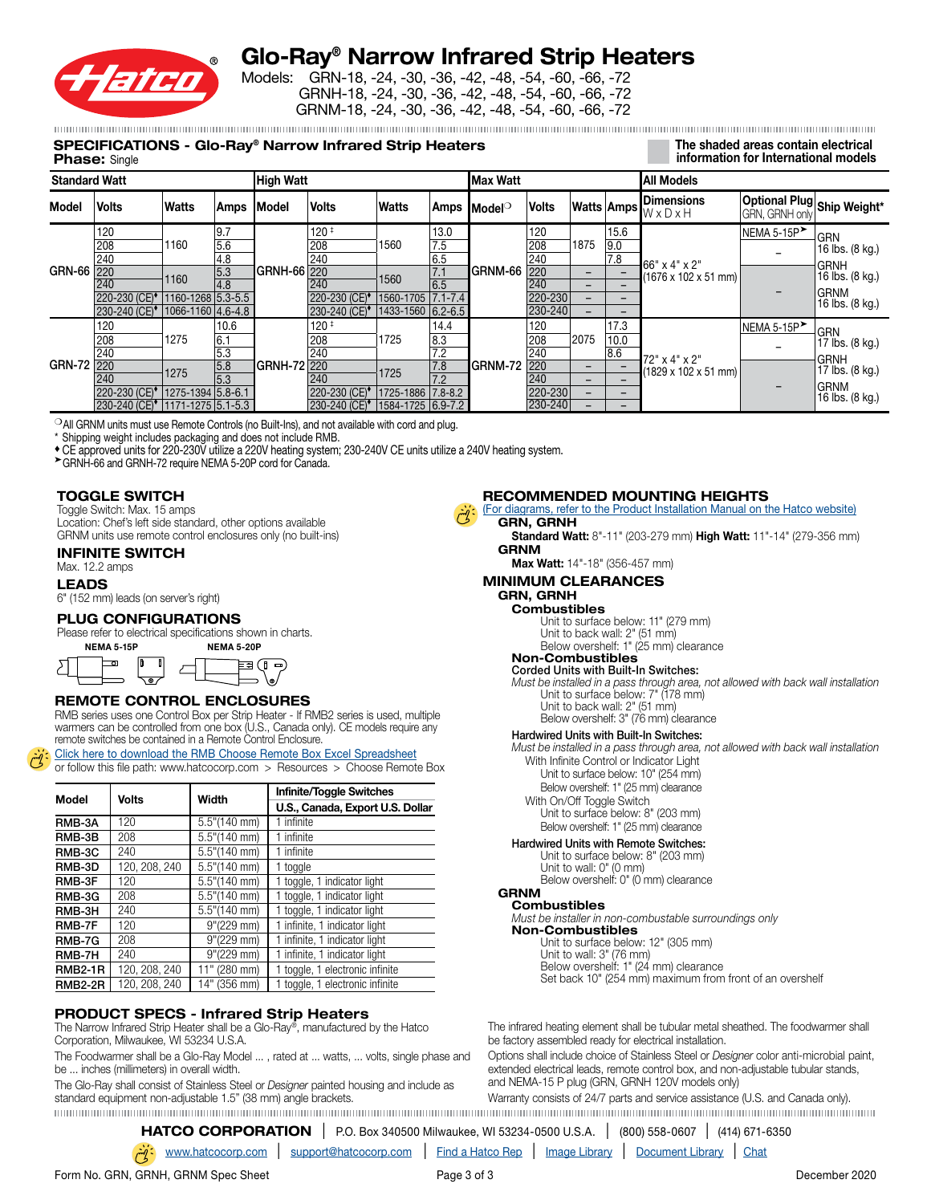# Glo-Ray® Narrow Infrared Strip Heaters

Models: GRN-18, -24, -30, -36, -42, -48, -54, -60, -66, -72
GRNH-18, -24, -30, -36, -42, -48, -54, -60, -66, -72
GRNM-18, -24, -30, -36, -42, -48, -54, -60, -66, -72

## SPECIFICATIONS - Glo-Ray® Narrow Infrared Strip Heaters

**Phase:** Single

The shaded areas contain electrical information for International models

| Standard Watt | | | | High Watt | | | | Max Watt | | | | All Models | | |
|---|---|---|---|---|---|---|---|---|---|---|---|---|---|---|
| **Model** | **Volts** | **Watts** | **Amps** | **Model** | **Volts** | **Watts** | **Amps** | **Model**○ | **Volts** | **Watts** | **Amps** | **Dimensions** W x D x H | **Optional Plug** GRN, GRNH only | **Ship Weight*** |
| GRN-66 | 120 | 1160 | 9.7 | GRNH-66 | 120 ‡ | 1560 | 13.0 | GRNM-66 | 120 | 1875 | 15.6 | 66" x 4" x 2" (1676 x 102 x 51 mm) | NEMA 5-15P➤ | GRN 16 lbs. (8 kg.) GRNH 16 lbs. (8 kg.) GRNM 16 lbs. (8 kg.) |
| | 208 | 1160 | 5.6 | | 208 | 1560 | 7.5 | | 208 | 1875 | 9.0 | | – | |
| | 240 | 1160 | 4.8 | | 240 | 1560 | 6.5 | | 240 | 1875 | 7.8 | | | |
| | 220 | 1160 | 5.3 | | 220 | 1560 | 7.1 | | 220 | – | – | | – | |
| | 240 | 1160 | 4.8 | | 240 | 1560 | 6.5 | | 240 | – | – | | | |
| | 220-230 (CE)♦ | 1160-1268 | 5.3-5.5 | | 220-230 (CE)♦ | 1560-1705 | 7.1-7.4 | | 220-230 | – | – | | | |
| | 230-240 (CE)♦ | 1066-1160 | 4.6-4.8 | | 230-240 (CE)♦ | 1433-1560 | 6.2-6.5 | | 230-240 | – | – | | | |
| GRN-72 | 120 | 1275 | 10.6 | GRNH-72 | 120 ‡ | 1725 | 14.4 | GRNM-72 | 120 | 2075 | 17.3 | 72" x 4" x 2" (1829 x 102 x 51 mm) | NEMA 5-15P➤ | GRN 17 lbs. (8 kg.) GRNH 17 lbs. (8 kg.) GRNM 16 lbs. (8 kg.) |
| | 208 | 1275 | 6.1 | | 208 | 1725 | 8.3 | | 208 | 2075 | 10.0 | | – | |
| | 240 | 1275 | 5.3 | | 240 | 1725 | 7.2 | | 240 | 2075 | 8.6 | | | |
| | 220 | 1275 | 5.8 | | 220 | 1725 | 7.8 | | 220 | – | – | | – | |
| | 240 | 1275 | 5.3 | | 240 | 1725 | 7.2 | | 240 | – | – | | | |
| | 220-230 (CE)♦ | 1275-1394 | 5.8-6.1 | | 220-230 (CE)♦ | 1725-1886 | 7.8-8.2 | | 220-230 | – | – | | | |
| | 230-240 (CE)♦ | 1171-1275 | 5.1-5.3 | | 230-240 (CE)♦ | 1584-1725 | 6.9-7.2 | | 230-240 | – | – | | | |

○ All GRNM units must use Remote Controls (no Built-Ins), and not available with cord and plug.
\* Shipping weight includes packaging and does not include RMB.
♦ CE approved units for 220-230V utilize a 220V heating system; 230-240V CE units utilize a 240V heating system.
➤ GRNH-66 and GRNH-72 require NEMA 5-20P cord for Canada.

### TOGGLE SWITCH

Toggle Switch: Max. 15 amps
Location: Chef's left side standard, other options available
GRNM units use remote control enclosures only (no built-ins)

### INFINITE SWITCH

Max. 12.2 amps

### LEADS

6" (152 mm) leads (on server's right)

### PLUG CONFIGURATIONS

Please refer to electrical specifications shown in charts.

NEMA 5-15P NEMA 5-20P

### REMOTE CONTROL ENCLOSURES

RMB series uses one Control Box per Strip Heater - If RMB2 series is used, multiple warmers can be controlled from one box (U.S., Canada only). CE models require any remote switches be contained in a Remote Control Enclosure.

Click here to download the RMB Choose Remote Box Excel Spreadsheet
or follow this file path: www.hatcocorp.com > Resources > Choose Remote Box

| Model | Volts | Width | Infinite/Toggle Switches U.S., Canada, Export U.S. Dollar |
|---|---|---|---|
| RMB-3A | 120 | 5.5"(140 mm) | 1 infinite |
| RMB-3B | 208 | 5.5"(140 mm) | 1 infinite |
| RMB-3C | 240 | 5.5"(140 mm) | 1 infinite |
| RMB-3D | 120, 208, 240 | 5.5"(140 mm) | 1 toggle |
| RMB-3F | 120 | 5.5"(140 mm) | 1 toggle, 1 indicator light |
| RMB-3G | 208 | 5.5"(140 mm) | 1 toggle, 1 indicator light |
| RMB-3H | 240 | 5.5"(140 mm) | 1 toggle, 1 indicator light |
| RMB-7F | 120 | 9"(229 mm) | 1 infinite, 1 indicator light |
| RMB-7G | 208 | 9"(229 mm) | 1 infinite, 1 indicator light |
| RMB-7H | 240 | 9"(229 mm) | 1 infinite, 1 indicator light |
| RMB2-1R | 120, 208, 240 | 11" (280 mm) | 1 toggle, 1 electronic infinite |
| RMB2-2R | 120, 208, 240 | 14" (356 mm) | 1 toggle, 1 electronic infinite |

### RECOMMENDED MOUNTING HEIGHTS

(For diagrams, refer to the Product Installation Manual on the Hatco website)

**GRN, GRNH**

**Standard Watt:** 8"-11" (203-279 mm) **High Watt:** 11"-14" (279-356 mm)

**GRNM**

**Max Watt:** 14"-18" (356-457 mm)

### MINIMUM CLEARANCES

**GRN, GRNH**

**Combustibles**
Unit to surface below: 11" (279 mm)
Unit to back wall: 2" (51 mm)
Below overshelf: 1" (25 mm) clearance

**Non-Combustibles**

**Corded Units with Built-In Switches:**
*Must be installed in a pass through area, not allowed with back wall installation*
Unit to surface below: 7" (178 mm)
Unit to back wall: 2" (51 mm)
Below overshelf: 3" (76 mm) clearance

**Hardwired Units with Built-In Switches:**
*Must be installed in a pass through area, not allowed with back wall installation*
With Infinite Control or Indicator Light
Unit to surface below: 10" (254 mm)
Below overshelf: 1" (25 mm) clearance
With On/Off Toggle Switch
Unit to surface below: 8" (203 mm)
Below overshelf: 1" (25 mm) clearance

**Hardwired Units with Remote Switches:**
Unit to surface below: 8" (203 mm)
Unit to wall: 0" (0 mm)
Below overshelf: 0" (0 mm) clearance

**GRNM**

**Combustibles**
*Must be installer in non-combustable surroundings only*

**Non-Combustibles**
Unit to surface below: 12" (305 mm)
Unit to wall: 3" (76 mm)
Below overshelf: 1" (24 mm) clearance
Set back 10" (254 mm) maximum from front of an overshelf

### PRODUCT SPECS - Infrared Strip Heaters

The Narrow Infrared Strip Heater shall be a Glo-Ray®, manufactured by the Hatco Corporation, Milwaukee, WI 53234 U.S.A.

The Foodwarmer shall be a Glo-Ray Model ... , rated at ... watts, ... volts, single phase and be ... inches (millimeters) in overall width.

The Glo-Ray shall consist of Stainless Steel or *Designer* painted housing and include as standard equipment non-adjustable 1.5" (38 mm) angle brackets.

The infrared heating element shall be tubular metal sheathed. The foodwarmer shall be factory assembled ready for electrical installation.

Options shall include choice of Stainless Steel or *Designer* color anti-microbial paint, extended electrical leads, remote control box, and non-adjustable tubular stands, and NEMA-15 P plug (GRN, GRNH 120V models only)

Warranty consists of 24/7 parts and service assistance (U.S. and Canada only).

**HATCO CORPORATION** | P.O. Box 340500 Milwaukee, WI 53234-0500 U.S.A. | (800) 558-0607 | (414) 671-6350

www.hatcocorp.com | support@hatcocorp.com | Find a Hatco Rep | Image Library | Document Library | Chat

Form No. GRN, GRNH, GRNM Spec Sheet — December 2020